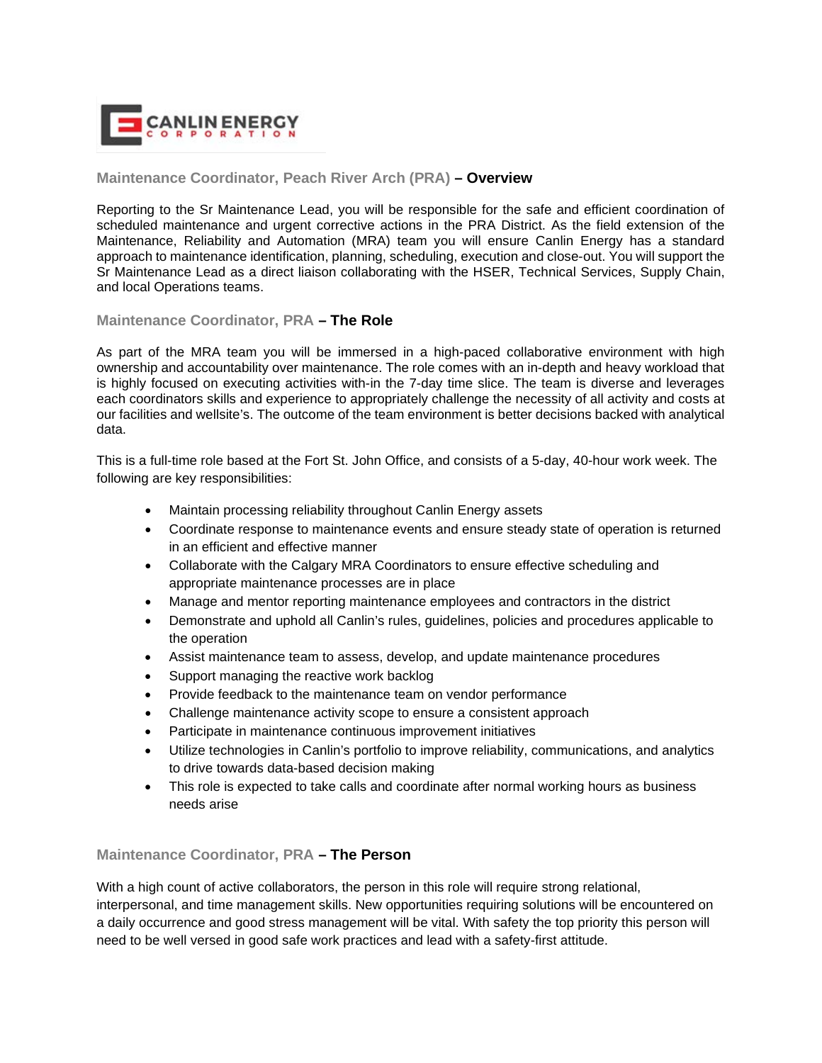## Maintenance Coordinator, Peach River Arch (PRA) – Overview

Reporting to the Sr Maintenance Lead, you will be responsible for the safe and efficient coordination of scheduled maintenance and urgent corrective actions in the PRA District. As the field extension of the Maintenance, Reliability and Automation (MRA) team you will ensure Canlin Energy has a standard approach to maintenance identification, planning, scheduling, execution and close-out. You will support the Sr Maintenance Lead as a direct liaison collaborating with the HSER, Technical Services, Supply Chain, and local Operations teams.

## Maintenance Coordinator, PRA – The Role

As part of the MRA team you will be immersed in a high-paced collaborative environment with high ownership and accountability over maintenance. The role comes with an in-depth and heavy workload that is highly focused on executing activities with-in the 7-day time slice. The team is diverse and leverages each coordinators skills and experience to appropriately challenge the necessity of all activity and costs at our facilities and wellsite's. The outcome of the team environment is better decisions backed with analytical data.

This is a full-time role based at the Fort St. John Office, and consists of a 5-day, 40-hour work week. The following are key responsibilities:

- Maintain processing reliability throughout Canlin Energy assets
- Coordinate response to maintenance events and ensure steady state of operation is returned in an efficient and effective manner
- Collaborate with the Calgary MRA Coordinators to ensure effective scheduling and appropriate maintenance processes are in place
- Manage and mentor reporting maintenance employees and contractors in the district
- Demonstrate and uphold all Canlin's rules, guidelines, policies and procedures applicable to the operation
- Assist maintenance team to assess, develop, and update maintenance procedures
- Support managing the reactive work backlog
- Provide feedback to the maintenance team on vendor performance
- Challenge maintenance activity scope to ensure a consistent approach
- Participate in maintenance continuous improvement initiatives
- Utilize technologies in Canlin's portfolio to improve reliability, communications, and analytics to drive towards data-based decision making
- This role is expected to take calls and coordinate after normal working hours as business needs arise

## Maintenance Coordinator, PRA – The Person

With a high count of active collaborators, the person in this role will require strong relational, interpersonal, and time management skills. New opportunities requiring solutions will be encountered on a daily occurrence and good stress management will be vital. With safety the top priority this person will need to be well versed in good safe work practices and lead with a safety-first attitude.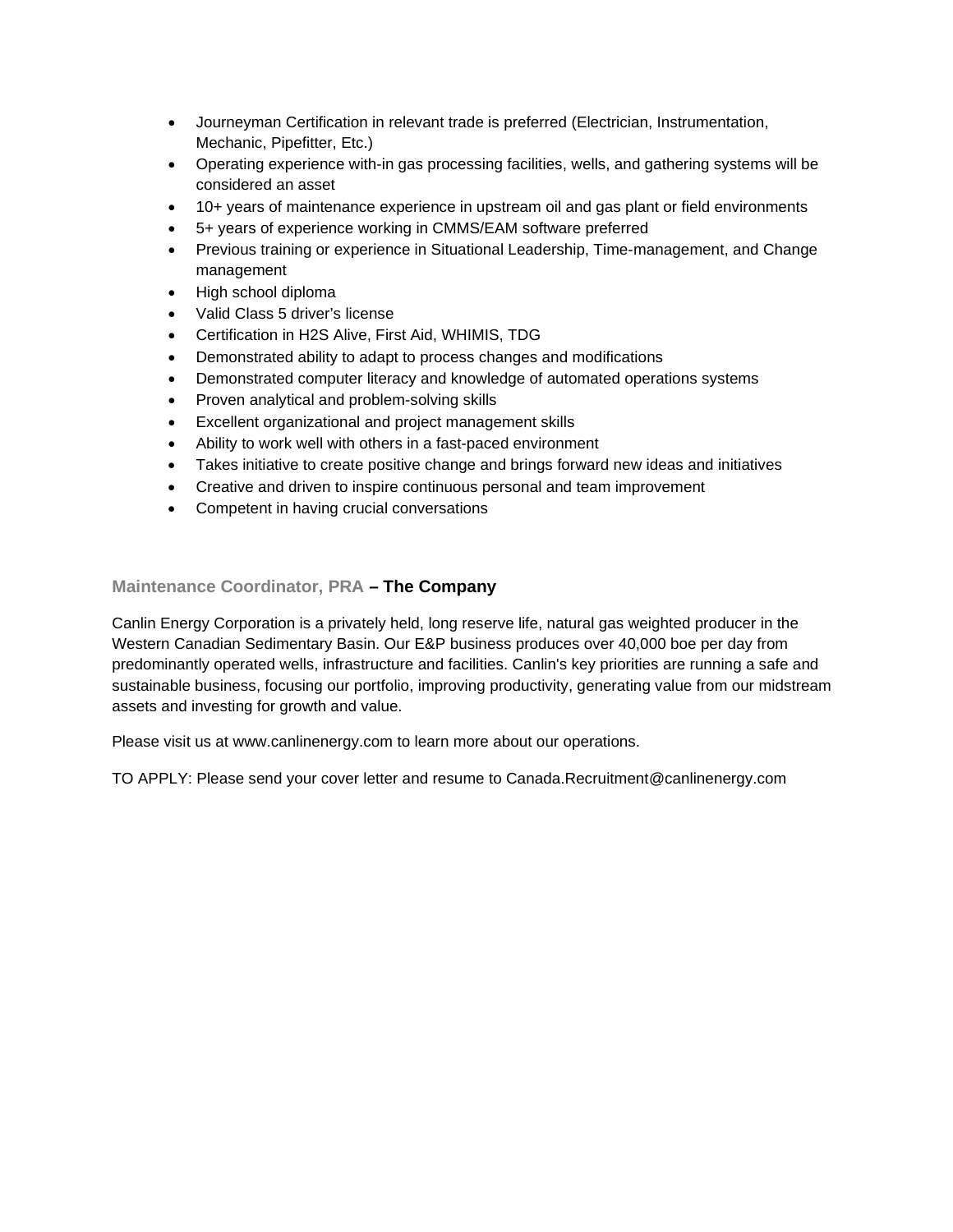- Journeyman Certification in relevant trade is preferred (Electrician, Instrumentation, Mechanic, Pipefitter, Etc.)
- Operating experience with-in gas processing facilities, wells, and gathering systems will be considered an asset
- 10+ years of maintenance experience in upstream oil and gas plant or field environments
- 5+ years of experience working in CMMS/EAM software preferred
- Previous training or experience in Situational Leadership, Time-management, and Change management
- High school diploma
- Valid Class 5 driver's license
- Certification in H2S Alive, First Aid, WHIMIS, TDG
- Demonstrated ability to adapt to process changes and modifications
- Demonstrated computer literacy and knowledge of automated operations systems
- Proven analytical and problem-solving skills
- Excellent organizational and project management skills
- Ability to work well with others in a fast-paced environment
- Takes initiative to create positive change and brings forward new ideas and initiatives
- Creative and driven to inspire continuous personal and team improvement
- Competent in having crucial conversations

### Maintenance Coordinator, PRA – The Company

Canlin Energy Corporation is a privately held, long reserve life, natural gas weighted producer in the Western Canadian Sedimentary Basin. Our E&P business produces over 40,000 boe per day from predominantly operated wells, infrastructure and facilities. Canlin's key priorities are running a safe and sustainable business, focusing our portfolio, improving productivity, generating value from our midstream assets and investing for growth and value.

Please visit us at www.canlinenergy.com to learn more about our operations.

TO APPLY: Please send your cover letter and resume to Canada.Recruitment@canlinenergy.com